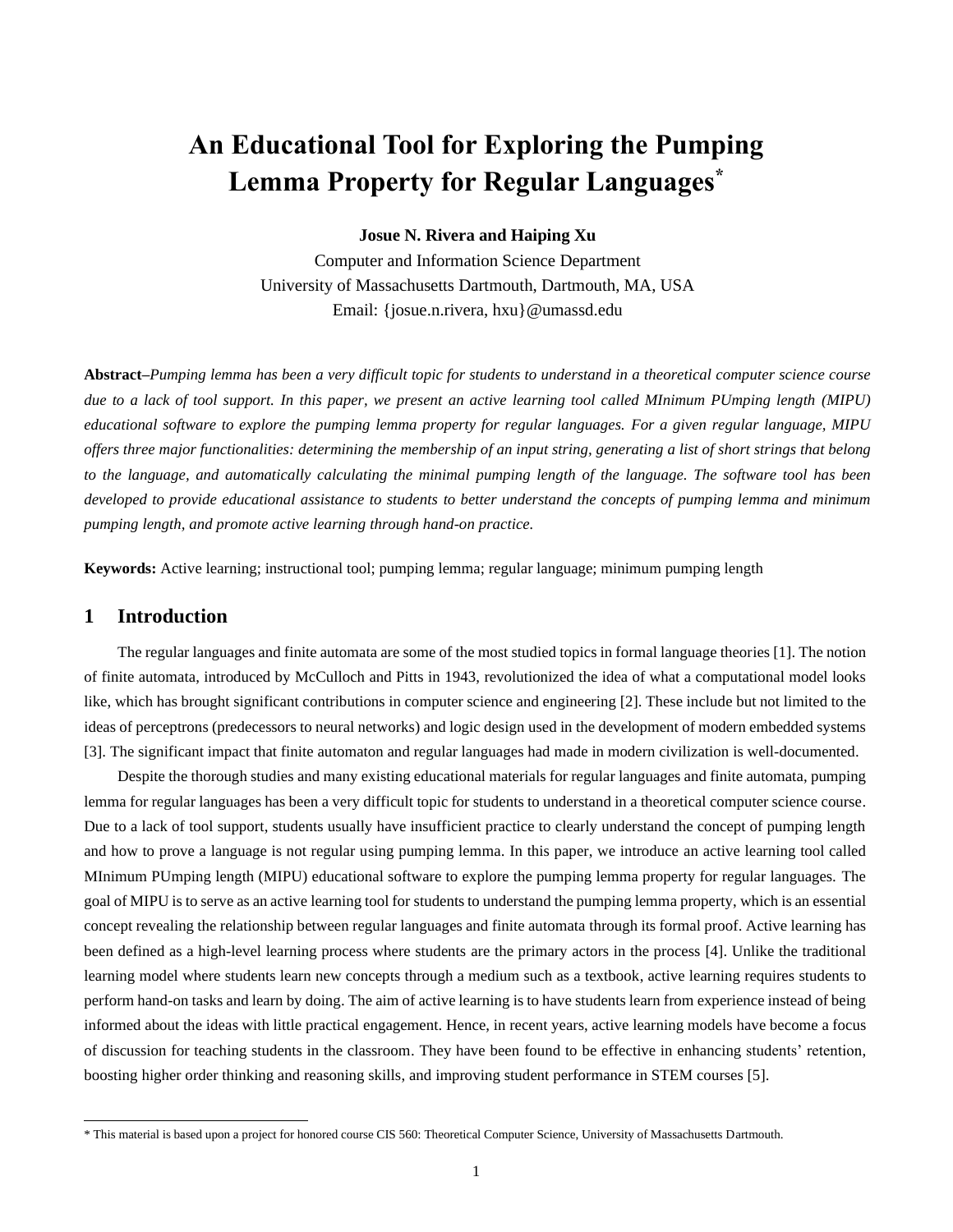# An Educational Tool for Exploring the Pumping Lemma Property for Regular Languages[*]

**Josue N. Rivera and Haiping Xu**

Computer and Information Science Department
University of Massachusetts Dartmouth, Dartmouth, MA, USA
Email: {josue.n.rivera, hxu}@umassd.edu

**Abstract**–*Pumping lemma has been a very difficult topic for students to understand in a theoretical computer science course due to a lack of tool support. In this paper, we present an active learning tool called MInimum PUmping length (MIPU) educational software to explore the pumping lemma property for regular languages. For a given regular language, MIPU offers three major functionalities: determining the membership of an input string, generating a list of short strings that belong to the language, and automatically calculating the minimal pumping length of the language. The software tool has been developed to provide educational assistance to students to better understand the concepts of pumping lemma and minimum pumping length, and promote active learning through hand-on practice.*

**Keywords:** Active learning; instructional tool; pumping lemma; regular language; minimum pumping length

## 1 Introduction

The regular languages and finite automata are some of the most studied topics in formal language theories [1]. The notion of finite automata, introduced by McCulloch and Pitts in 1943, revolutionized the idea of what a computational model looks like, which has brought significant contributions in computer science and engineering [2]. These include but not limited to the ideas of perceptrons (predecessors to neural networks) and logic design used in the development of modern embedded systems [3]. The significant impact that finite automaton and regular languages had made in modern civilization is well-documented.

Despite the thorough studies and many existing educational materials for regular languages and finite automata, pumping lemma for regular languages has been a very difficult topic for students to understand in a theoretical computer science course. Due to a lack of tool support, students usually have insufficient practice to clearly understand the concept of pumping length and how to prove a language is not regular using pumping lemma. In this paper, we introduce an active learning tool called MInimum PUmping length (MIPU) educational software to explore the pumping lemma property for regular languages. The goal of MIPU is to serve as an active learning tool for students to understand the pumping lemma property, which is an essential concept revealing the relationship between regular languages and finite automata through its formal proof. Active learning has been defined as a high-level learning process where students are the primary actors in the process [4]. Unlike the traditional learning model where students learn new concepts through a medium such as a textbook, active learning requires students to perform hand-on tasks and learn by doing. The aim of active learning is to have students learn from experience instead of being informed about the ideas with little practical engagement. Hence, in recent years, active learning models have become a focus of discussion for teaching students in the classroom. They have been found to be effective in enhancing students' retention, boosting higher order thinking and reasoning skills, and improving student performance in STEM courses [5].

---

[*] This material is based upon a project for honored course CIS 560: Theoretical Computer Science, University of Massachusetts Dartmouth.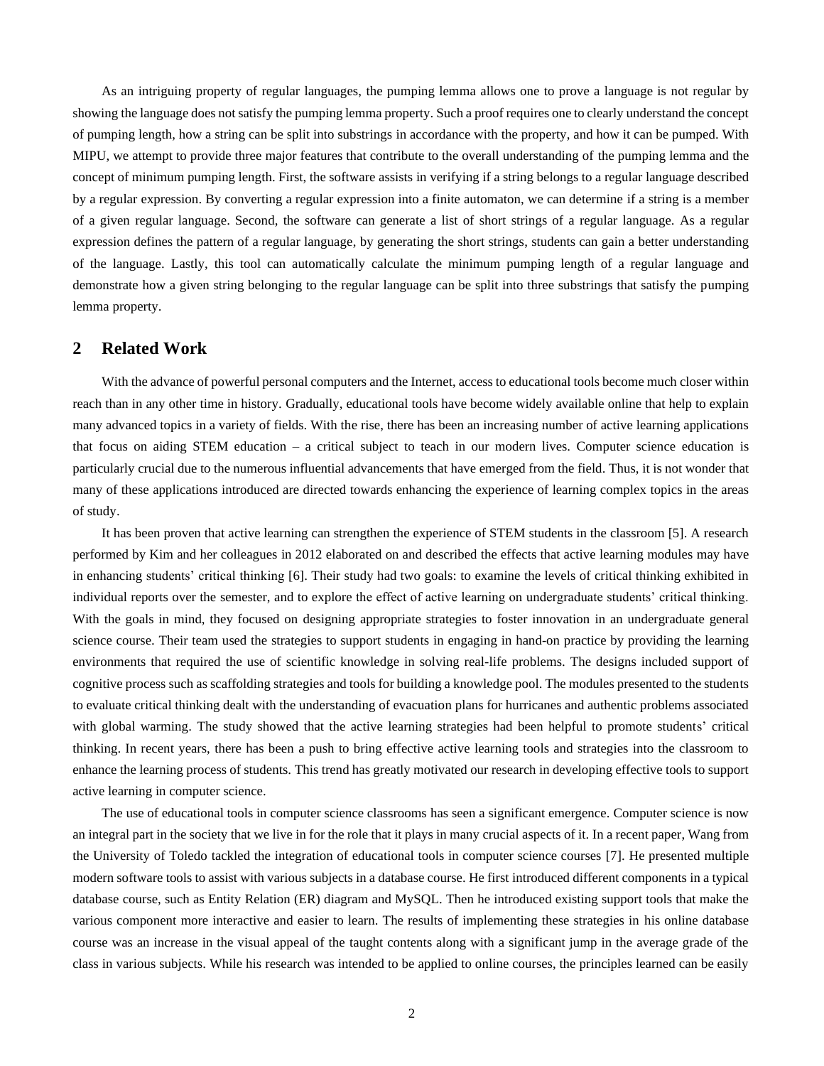As an intriguing property of regular languages, the pumping lemma allows one to prove a language is not regular by showing the language does not satisfy the pumping lemma property. Such a proof requires one to clearly understand the concept of pumping length, how a string can be split into substrings in accordance with the property, and how it can be pumped. With MIPU, we attempt to provide three major features that contribute to the overall understanding of the pumping lemma and the concept of minimum pumping length. First, the software assists in verifying if a string belongs to a regular language described by a regular expression. By converting a regular expression into a finite automaton, we can determine if a string is a member of a given regular language. Second, the software can generate a list of short strings of a regular language. As a regular expression defines the pattern of a regular language, by generating the short strings, students can gain a better understanding of the language. Lastly, this tool can automatically calculate the minimum pumping length of a regular language and demonstrate how a given string belonging to the regular language can be split into three substrings that satisfy the pumping lemma property.

## 2 Related Work

With the advance of powerful personal computers and the Internet, access to educational tools become much closer within reach than in any other time in history. Gradually, educational tools have become widely available online that help to explain many advanced topics in a variety of fields. With the rise, there has been an increasing number of active learning applications that focus on aiding STEM education – a critical subject to teach in our modern lives. Computer science education is particularly crucial due to the numerous influential advancements that have emerged from the field. Thus, it is not wonder that many of these applications introduced are directed towards enhancing the experience of learning complex topics in the areas of study.

It has been proven that active learning can strengthen the experience of STEM students in the classroom [5]. A research performed by Kim and her colleagues in 2012 elaborated on and described the effects that active learning modules may have in enhancing students' critical thinking [6]. Their study had two goals: to examine the levels of critical thinking exhibited in individual reports over the semester, and to explore the effect of active learning on undergraduate students' critical thinking. With the goals in mind, they focused on designing appropriate strategies to foster innovation in an undergraduate general science course. Their team used the strategies to support students in engaging in hand-on practice by providing the learning environments that required the use of scientific knowledge in solving real-life problems. The designs included support of cognitive process such as scaffolding strategies and tools for building a knowledge pool. The modules presented to the students to evaluate critical thinking dealt with the understanding of evacuation plans for hurricanes and authentic problems associated with global warming. The study showed that the active learning strategies had been helpful to promote students' critical thinking. In recent years, there has been a push to bring effective active learning tools and strategies into the classroom to enhance the learning process of students. This trend has greatly motivated our research in developing effective tools to support active learning in computer science.

The use of educational tools in computer science classrooms has seen a significant emergence. Computer science is now an integral part in the society that we live in for the role that it plays in many crucial aspects of it. In a recent paper, Wang from the University of Toledo tackled the integration of educational tools in computer science courses [7]. He presented multiple modern software tools to assist with various subjects in a database course. He first introduced different components in a typical database course, such as Entity Relation (ER) diagram and MySQL. Then he introduced existing support tools that make the various component more interactive and easier to learn. The results of implementing these strategies in his online database course was an increase in the visual appeal of the taught contents along with a significant jump in the average grade of the class in various subjects. While his research was intended to be applied to online courses, the principles learned can be easily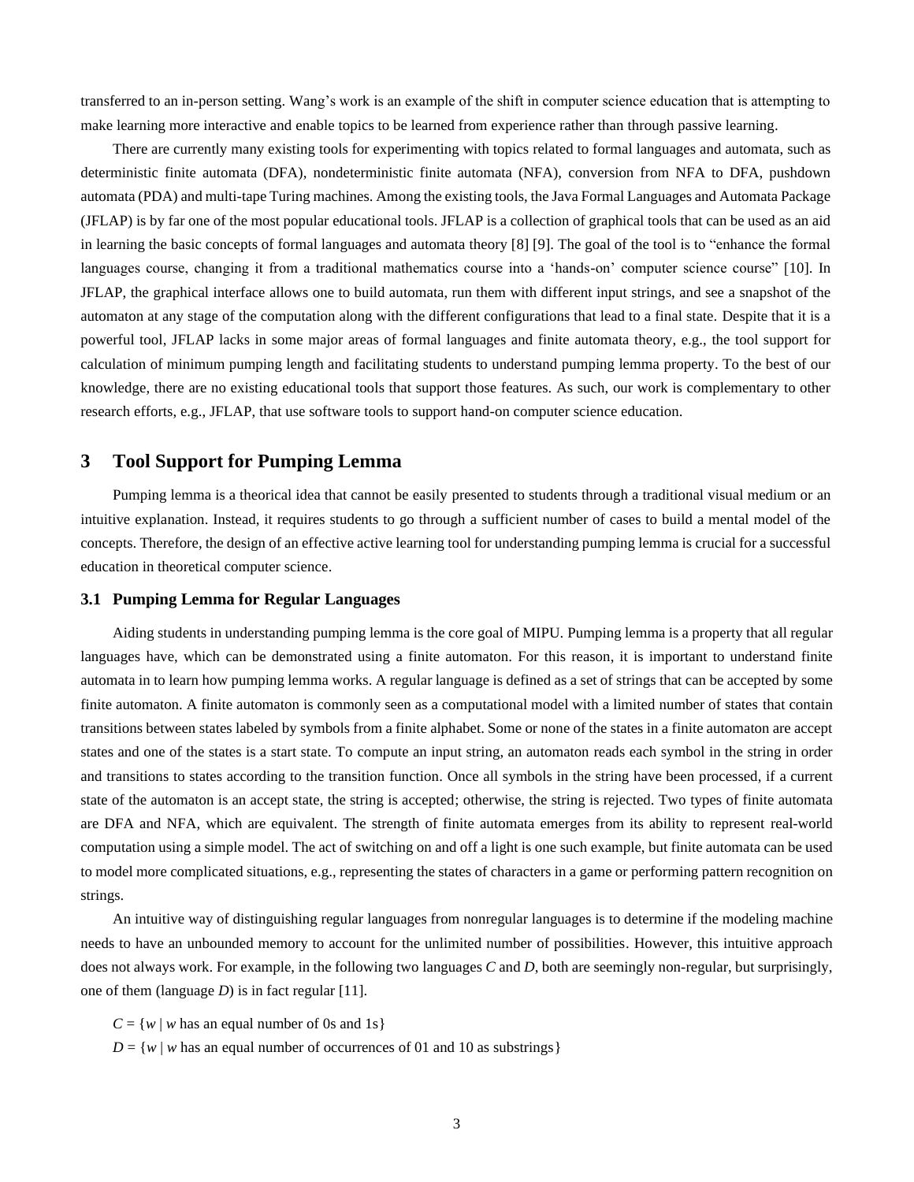transferred to an in-person setting. Wang's work is an example of the shift in computer science education that is attempting to make learning more interactive and enable topics to be learned from experience rather than through passive learning.

There are currently many existing tools for experimenting with topics related to formal languages and automata, such as deterministic finite automata (DFA), nondeterministic finite automata (NFA), conversion from NFA to DFA, pushdown automata (PDA) and multi-tape Turing machines. Among the existing tools, the Java Formal Languages and Automata Package (JFLAP) is by far one of the most popular educational tools. JFLAP is a collection of graphical tools that can be used as an aid in learning the basic concepts of formal languages and automata theory [8] [9]. The goal of the tool is to "enhance the formal languages course, changing it from a traditional mathematics course into a 'hands-on' computer science course" [10]. In JFLAP, the graphical interface allows one to build automata, run them with different input strings, and see a snapshot of the automaton at any stage of the computation along with the different configurations that lead to a final state. Despite that it is a powerful tool, JFLAP lacks in some major areas of formal languages and finite automata theory, e.g., the tool support for calculation of minimum pumping length and facilitating students to understand pumping lemma property. To the best of our knowledge, there are no existing educational tools that support those features. As such, our work is complementary to other research efforts, e.g., JFLAP, that use software tools to support hand-on computer science education.

## 3 Tool Support for Pumping Lemma

Pumping lemma is a theorical idea that cannot be easily presented to students through a traditional visual medium or an intuitive explanation. Instead, it requires students to go through a sufficient number of cases to build a mental model of the concepts. Therefore, the design of an effective active learning tool for understanding pumping lemma is crucial for a successful education in theoretical computer science.

### 3.1 Pumping Lemma for Regular Languages

Aiding students in understanding pumping lemma is the core goal of MIPU. Pumping lemma is a property that all regular languages have, which can be demonstrated using a finite automaton. For this reason, it is important to understand finite automata in to learn how pumping lemma works. A regular language is defined as a set of strings that can be accepted by some finite automaton. A finite automaton is commonly seen as a computational model with a limited number of states that contain transitions between states labeled by symbols from a finite alphabet. Some or none of the states in a finite automaton are accept states and one of the states is a start state. To compute an input string, an automaton reads each symbol in the string in order and transitions to states according to the transition function. Once all symbols in the string have been processed, if a current state of the automaton is an accept state, the string is accepted; otherwise, the string is rejected. Two types of finite automata are DFA and NFA, which are equivalent. The strength of finite automata emerges from its ability to represent real-world computation using a simple model. The act of switching on and off a light is one such example, but finite automata can be used to model more complicated situations, e.g., representing the states of characters in a game or performing pattern recognition on strings.

An intuitive way of distinguishing regular languages from nonregular languages is to determine if the modeling machine needs to have an unbounded memory to account for the unlimited number of possibilities. However, this intuitive approach does not always work. For example, in the following two languages *C* and *D*, both are seemingly non-regular, but surprisingly, one of them (language *D*) is in fact regular [11].

$C = \{w \mid w \text{ has an equal number of 0s and 1s}\}$

$D = \{w \mid w \text{ has an equal number of occurrences of 01 and 10 as substrings}\}$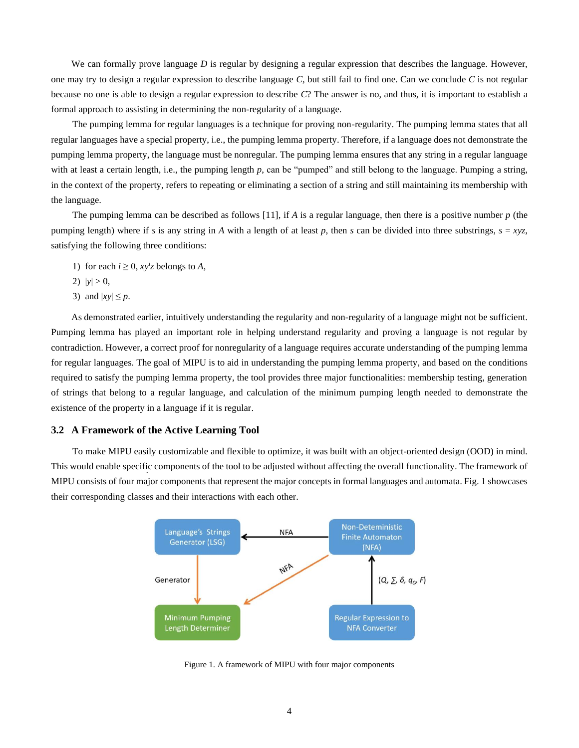We can formally prove language *D* is regular by designing a regular expression that describes the language. However, one may try to design a regular expression to describe language *C*, but still fail to find one. Can we conclude *C* is not regular because no one is able to design a regular expression to describe *C*? The answer is no, and thus, it is important to establish a formal approach to assisting in determining the non-regularity of a language.

The pumping lemma for regular languages is a technique for proving non-regularity. The pumping lemma states that all regular languages have a special property, i.e., the pumping lemma property. Therefore, if a language does not demonstrate the pumping lemma property, the language must be nonregular. The pumping lemma ensures that any string in a regular language with at least a certain length, i.e., the pumping length *p*, can be "pumped" and still belong to the language. Pumping a string, in the context of the property, refers to repeating or eliminating a section of a string and still maintaining its membership with the language.

The pumping lemma can be described as follows [11], if *A* is a regular language, then there is a positive number *p* (the pumping length) where if *s* is any string in *A* with a length of at least *p*, then *s* can be divided into three substrings, $s = xyz$, satisfying the following three conditions:

1) for each $i \geq 0$, $xy^iz$ belongs to *A*,
2) $|y| > 0$,
3) and $|xy| \leq p$.

As demonstrated earlier, intuitively understanding the regularity and non-regularity of a language might not be sufficient. Pumping lemma has played an important role in helping understand regularity and proving a language is not regular by contradiction. However, a correct proof for nonregularity of a language requires accurate understanding of the pumping lemma for regular languages. The goal of MIPU is to aid in understanding the pumping lemma property, and based on the conditions required to satisfy the pumping lemma property, the tool provides three major functionalities: membership testing, generation of strings that belong to a regular language, and calculation of the minimum pumping length needed to demonstrate the existence of the property in a language if it is regular.

### 3.2 A Framework of the Active Learning Tool

To make MIPU easily customizable and flexible to optimize, it was built with an object-oriented design (OOD) in mind. This would enable specific components of the tool to be adjusted without affecting the overall functionality. The framework of MIPU consists of four major components that represent the major concepts in formal languages and automata. Fig. 1 showcases their corresponding classes and their interactions with each other.

Figure 1. A framework of MIPU with four major components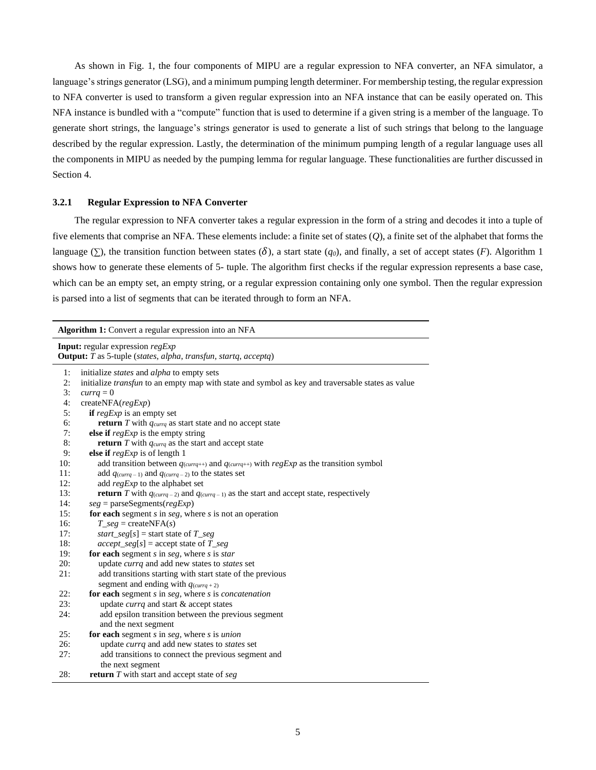As shown in Fig. 1, the four components of MIPU are a regular expression to NFA converter, an NFA simulator, a language's strings generator (LSG), and a minimum pumping length determiner. For membership testing, the regular expression to NFA converter is used to transform a given regular expression into an NFA instance that can be easily operated on. This NFA instance is bundled with a "compute" function that is used to determine if a given string is a member of the language. To generate short strings, the language's strings generator is used to generate a list of such strings that belong to the language described by the regular expression. Lastly, the determination of the minimum pumping length of a regular language uses all the components in MIPU as needed by the pumping lemma for regular language. These functionalities are further discussed in Section 4.

### 3.2.1 Regular Expression to NFA Converter

The regular expression to NFA converter takes a regular expression in the form of a string and decodes it into a tuple of five elements that comprise an NFA. These elements include: a finite set of states ($Q$), a finite set of the alphabet that forms the language ($\Sigma$), the transition function between states ($\delta$), a start state ($q_0$), and finally, a set of accept states ($F$). Algorithm 1 shows how to generate these elements of 5- tuple. The algorithm first checks if the regular expression represents a base case, which can be an empty set, an empty string, or a regular expression containing only one symbol. Then the regular expression is parsed into a list of segments that can be iterated through to form an NFA.

**Algorithm 1:** Convert a regular expression into an NFA

**Input:** regular expression *regExp*
**Output:** *T* as 5-tuple (*states*, *alpha*, *transfun*, *startq*, *acceptq*)

1: initialize *states* and *alpha* to empty sets
2: initialize *transfun* to an empty map with state and symbol as key and traversable states as value
3: $currq = 0$
4: createNFA(*regExp*)
5: **if** *regExp* is an empty set
6: **return** *T* with $q_{currq}$ as start state and no accept state
7: **else if** *regExp* is the empty string
8: **return** *T* with $q_{currq}$ as the start and accept state
9: **else if** *regExp* is of length 1
10: add transition between $q_{(currq++)}$ and $q_{(currq++)}$ with *regExp* as the transition symbol
11: add $q_{(currq-1)}$ and $q_{(currq-2)}$ to the states set
12: add *regExp* to the alphabet set
13: **return** *T* with $q_{(currq-2)}$ and $q_{(currq-1)}$ as the start and accept state, respectively
14: *seg* = parseSegments(*regExp*)
15: **for each** segment *s* in *seg*, where *s* is not an operation
16: *T_seg* = createNFA(*s*)
17: *start_seg*[*s*] = start state of *T_seg*
18: *accept_seg*[*s*] = accept state of *T_seg*
19: **for each** segment *s* in *seg*, where *s* is *star*
20: update *currq* and add new states to *states* set
21: add transitions starting with start state of the previous segment and ending with $q_{(currq+2)}$
22: **for each** segment *s* in *seg*, where *s* is *concatenation*
23: update *currq* and start & accept states
24: add epsilon transition between the previous segment and the next segment
25: **for each** segment *s* in *seg*, where *s* is *union*
26: update *currq* and add new states to *states* set
27: add transitions to connect the previous segment and the next segment
28: **return** *T* with start and accept state of *seg*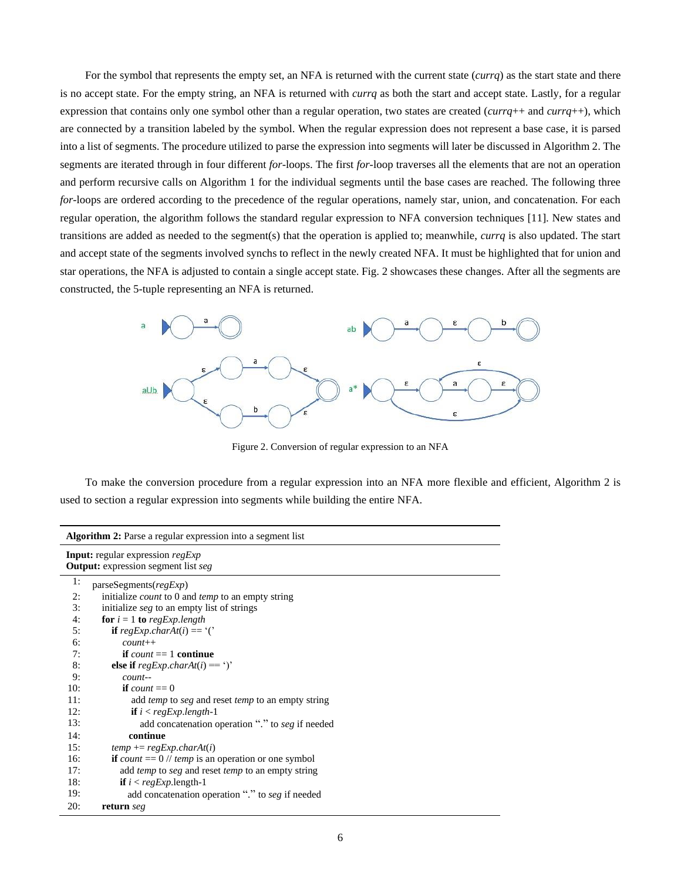For the symbol that represents the empty set, an NFA is returned with the current state (*currq*) as the start state and there is no accept state. For the empty string, an NFA is returned with *currq* as both the start and accept state. Lastly, for a regular expression that contains only one symbol other than a regular operation, two states are created (*currq*++ and *currq*++), which are connected by a transition labeled by the symbol. When the regular expression does not represent a base case, it is parsed into a list of segments. The procedure utilized to parse the expression into segments will later be discussed in Algorithm 2. The segments are iterated through in four different *for*-loops. The first *for*-loop traverses all the elements that are not an operation and perform recursive calls on Algorithm 1 for the individual segments until the base cases are reached. The following three *for*-loops are ordered according to the precedence of the regular operations, namely star, union, and concatenation. For each regular operation, the algorithm follows the standard regular expression to NFA conversion techniques [11]. New states and transitions are added as needed to the segment(s) that the operation is applied to; meanwhile, *currq* is also updated. The start and accept state of the segments involved synchs to reflect in the newly created NFA. It must be highlighted that for union and star operations, the NFA is adjusted to contain a single accept state. Fig. 2 showcases these changes. After all the segments are constructed, the 5-tuple representing an NFA is returned.

Figure 2. Conversion of regular expression to an NFA

To make the conversion procedure from a regular expression into an NFA more flexible and efficient, Algorithm 2 is used to section a regular expression into segments while building the entire NFA.

**Algorithm 2:** Parse a regular expression into a segment list

**Input:** regular expression *regExp*
**Output:** expression segment list *seg*

```
1:  parseSegments(regExp)
2:     initialize count to 0 and temp to an empty string
3:     initialize seg to an empty list of strings
4:     for i = 1 to regExp.length
5:        if regExp.charAt(i) == '('
6:           count++
7:           if count == 1 continue
8:        else if regExp.charAt(i) == ')'
9:           count--
10:          if count == 0
11:             add temp to seg and reset temp to an empty string
12:             if i < regExp.length-1
13:                add concatenation operation "." to seg if needed
14:             continue
15:       temp += regExp.charAt(i)
16:       if count == 0 // temp is an operation or one symbol
17:          add temp to seg and reset temp to an empty string
18:          if i < regExp.length-1
19:             add concatenation operation "." to seg if needed
20:    return seg
```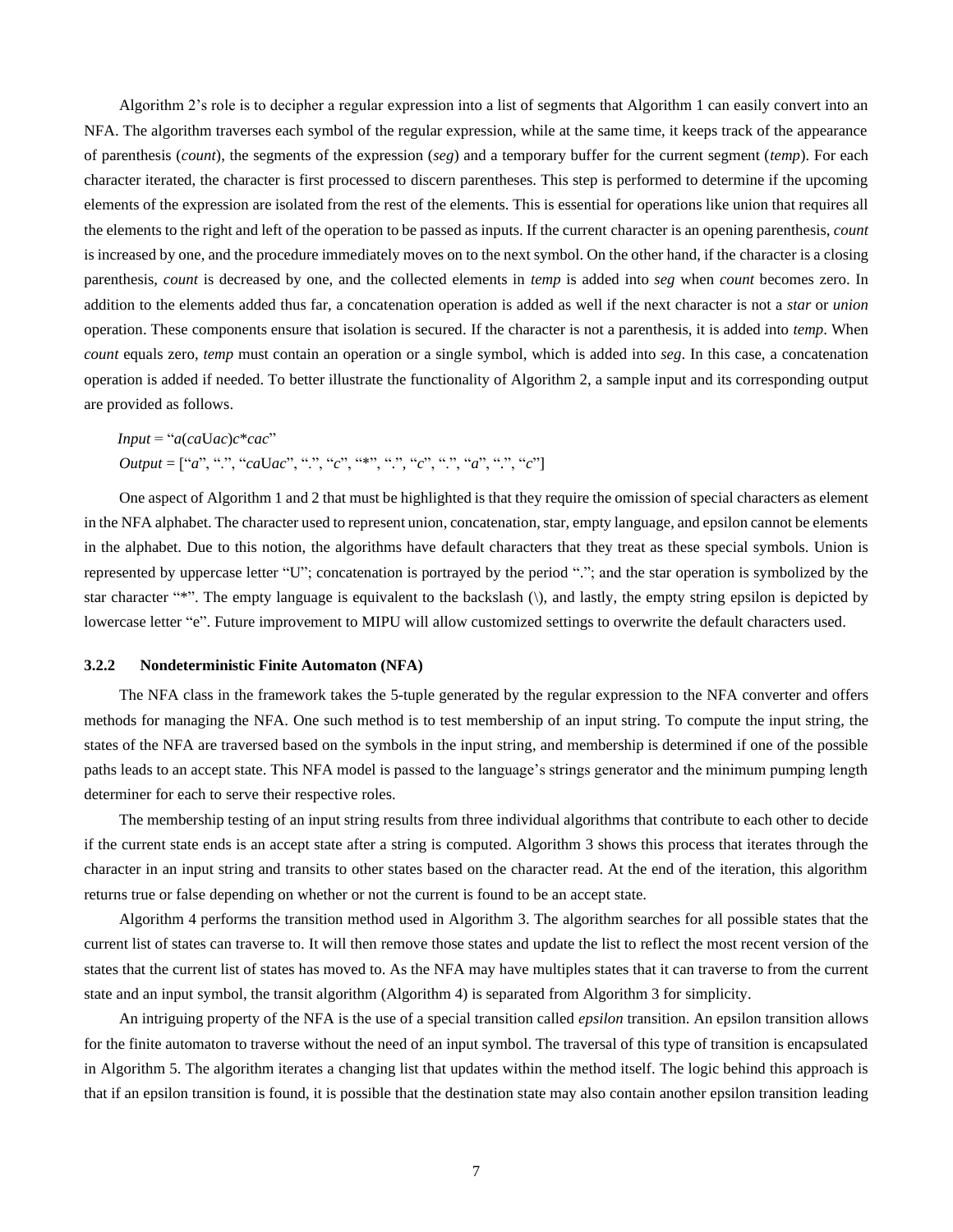Algorithm 2's role is to decipher a regular expression into a list of segments that Algorithm 1 can easily convert into an NFA. The algorithm traverses each symbol of the regular expression, while at the same time, it keeps track of the appearance of parenthesis (*count*), the segments of the expression (*seg*) and a temporary buffer for the current segment (*temp*). For each character iterated, the character is first processed to discern parentheses. This step is performed to determine if the upcoming elements of the expression are isolated from the rest of the elements. This is essential for operations like union that requires all the elements to the right and left of the operation to be passed as inputs. If the current character is an opening parenthesis, *count* is increased by one, and the procedure immediately moves on to the next symbol. On the other hand, if the character is a closing parenthesis, *count* is decreased by one, and the collected elements in *temp* is added into *seg* when *count* becomes zero. In addition to the elements added thus far, a concatenation operation is added as well if the next character is not a *star* or *union* operation. These components ensure that isolation is secured. If the character is not a parenthesis, it is added into *temp*. When *count* equals zero, *temp* must contain an operation or a single symbol, which is added into *seg*. In this case, a concatenation operation is added if needed. To better illustrate the functionality of Algorithm 2, a sample input and its corresponding output are provided as follows.

*Input* = "*a*(*ca*U*ac*)*c*\**cac*"
*Output* = ["*a*", ".", "*ca*U*ac*", ".", "*c*", "*", ".", "*c*", ".", "*a*", ".", "*c*"]

One aspect of Algorithm 1 and 2 that must be highlighted is that they require the omission of special characters as element in the NFA alphabet. The character used to represent union, concatenation, star, empty language, and epsilon cannot be elements in the alphabet. Due to this notion, the algorithms have default characters that they treat as these special symbols. Union is represented by uppercase letter "U"; concatenation is portrayed by the period "."; and the star operation is symbolized by the star character "*". The empty language is equivalent to the backslash (\), and lastly, the empty string epsilon is depicted by lowercase letter "e". Future improvement to MIPU will allow customized settings to overwrite the default characters used.

### 3.2.2 Nondeterministic Finite Automaton (NFA)

The NFA class in the framework takes the 5-tuple generated by the regular expression to the NFA converter and offers methods for managing the NFA. One such method is to test membership of an input string. To compute the input string, the states of the NFA are traversed based on the symbols in the input string, and membership is determined if one of the possible paths leads to an accept state. This NFA model is passed to the language's strings generator and the minimum pumping length determiner for each to serve their respective roles.

The membership testing of an input string results from three individual algorithms that contribute to each other to decide if the current state ends is an accept state after a string is computed. Algorithm 3 shows this process that iterates through the character in an input string and transits to other states based on the character read. At the end of the iteration, this algorithm returns true or false depending on whether or not the current is found to be an accept state.

Algorithm 4 performs the transition method used in Algorithm 3. The algorithm searches for all possible states that the current list of states can traverse to. It will then remove those states and update the list to reflect the most recent version of the states that the current list of states has moved to. As the NFA may have multiples states that it can traverse to from the current state and an input symbol, the transit algorithm (Algorithm 4) is separated from Algorithm 3 for simplicity.

An intriguing property of the NFA is the use of a special transition called *epsilon* transition. An epsilon transition allows for the finite automaton to traverse without the need of an input symbol. The traversal of this type of transition is encapsulated in Algorithm 5. The algorithm iterates a changing list that updates within the method itself. The logic behind this approach is that if an epsilon transition is found, it is possible that the destination state may also contain another epsilon transition leading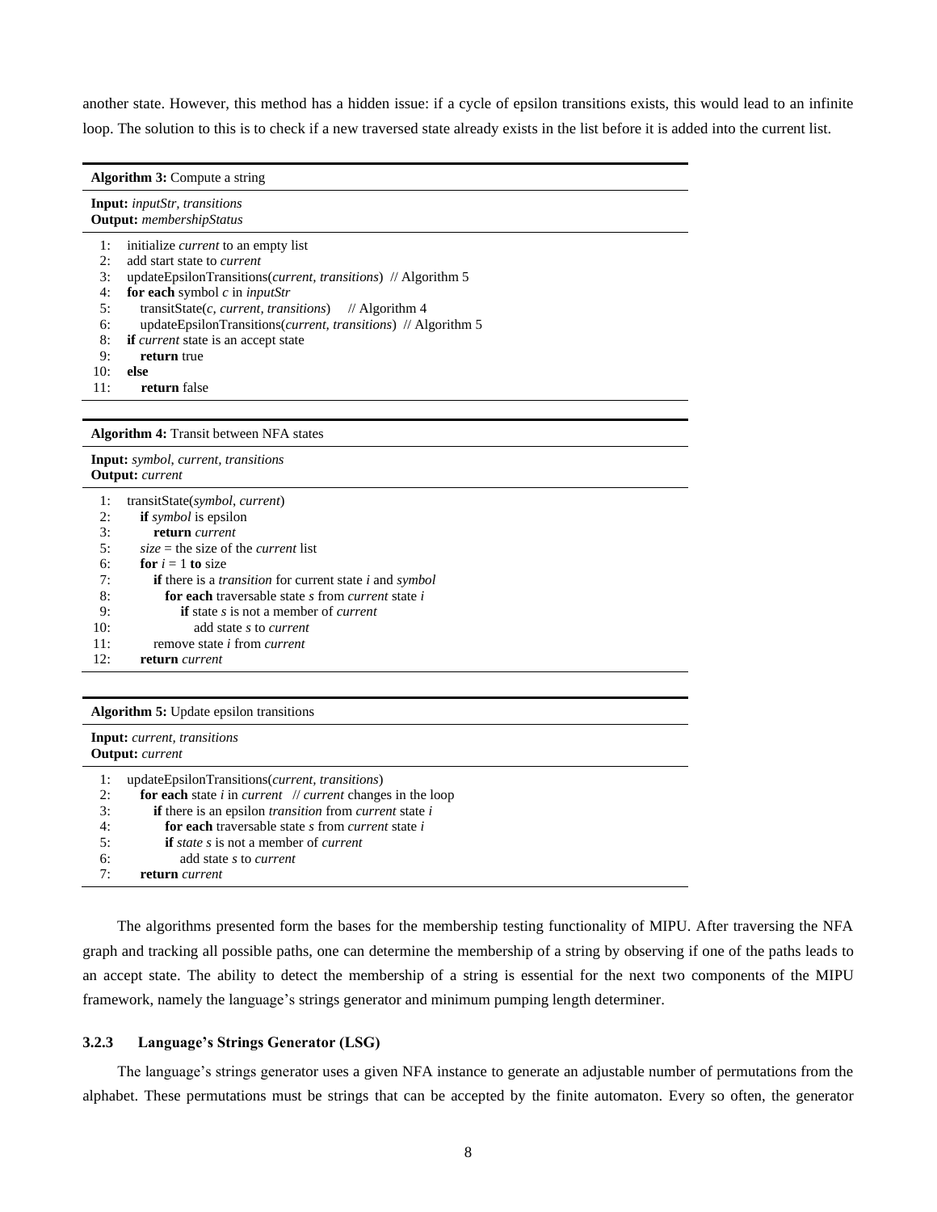another state. However, this method has a hidden issue: if a cycle of epsilon transitions exists, this would lead to an infinite loop. The solution to this is to check if a new traversed state already exists in the list before it is added into the current list.

**Algorithm 3:** Compute a string

**Input:** *inputStr*, *transitions*
**Output:** *membershipStatus*

```
1:   initialize current to an empty list
2:   add start state to current
3:   updateEpsilonTransitions(current, transitions)  // Algorithm 5
4:   for each symbol c in inputStr
5:      transitState(c, current, transitions)    // Algorithm 4
6:      updateEpsilonTransitions(current, transitions)  // Algorithm 5
8:   if current state is an accept state
9:      return true
10:  else
11:     return false
```

**Algorithm 4:** Transit between NFA states

**Input:** *symbol*, *current*, *transitions*
**Output:** *current*

```
1:   transitState(symbol, current)
2:      if symbol is epsilon
3:         return current
5:      size = the size of the current list
6:      for i = 1 to size
7:         if there is a transition for current state i and symbol
8:            for each traversable state s from current state i
9:               if state s is not a member of current
10:                 add state s to current
11:        remove state i from current
12:     return current
```

**Algorithm 5:** Update epsilon transitions

**Input:** *current*, *transitions*
**Output:** *current*

```
1:   updateEpsilonTransitions(current, transitions)
2:      for each state i in current   // current changes in the loop
3:         if there is an epsilon transition from current state i
4:            for each traversable state s from current state i
5:            if state s is not a member of current
6:               add state s to current
7:      return current
```

The algorithms presented form the bases for the membership testing functionality of MIPU. After traversing the NFA graph and tracking all possible paths, one can determine the membership of a string by observing if one of the paths leads to an accept state. The ability to detect the membership of a string is essential for the next two components of the MIPU framework, namely the language's strings generator and minimum pumping length determiner.

### 3.2.3 Language's Strings Generator (LSG)

The language's strings generator uses a given NFA instance to generate an adjustable number of permutations from the alphabet. These permutations must be strings that can be accepted by the finite automaton. Every so often, the generator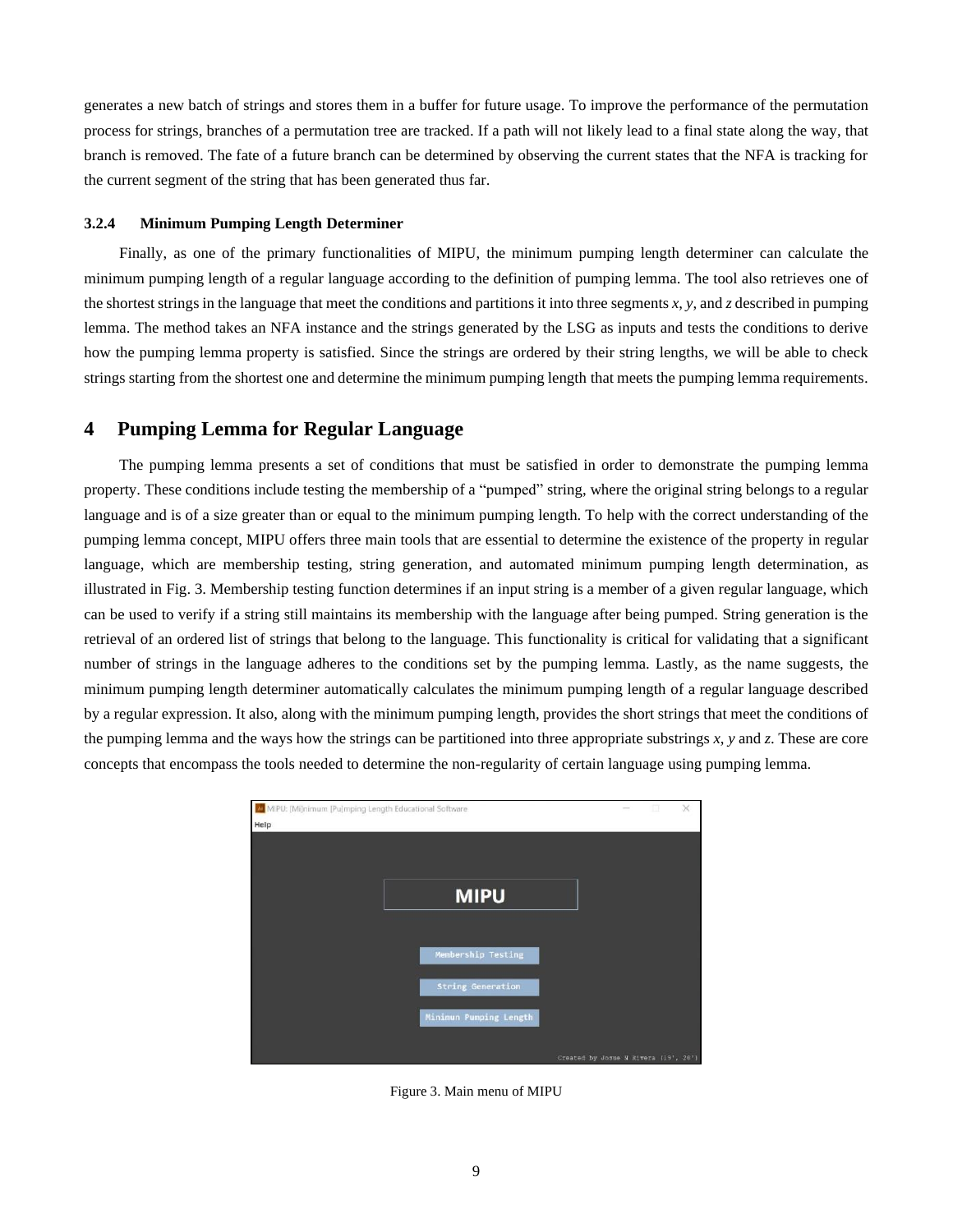generates a new batch of strings and stores them in a buffer for future usage. To improve the performance of the permutation process for strings, branches of a permutation tree are tracked. If a path will not likely lead to a final state along the way, that branch is removed. The fate of a future branch can be determined by observing the current states that the NFA is tracking for the current segment of the string that has been generated thus far.

### 3.2.4 Minimum Pumping Length Determiner

Finally, as one of the primary functionalities of MIPU, the minimum pumping length determiner can calculate the minimum pumping length of a regular language according to the definition of pumping lemma. The tool also retrieves one of the shortest strings in the language that meet the conditions and partitions it into three segments *x*, *y*, and *z* described in pumping lemma. The method takes an NFA instance and the strings generated by the LSG as inputs and tests the conditions to derive how the pumping lemma property is satisfied. Since the strings are ordered by their string lengths, we will be able to check strings starting from the shortest one and determine the minimum pumping length that meets the pumping lemma requirements.

## 4 Pumping Lemma for Regular Language

The pumping lemma presents a set of conditions that must be satisfied in order to demonstrate the pumping lemma property. These conditions include testing the membership of a "pumped" string, where the original string belongs to a regular language and is of a size greater than or equal to the minimum pumping length. To help with the correct understanding of the pumping lemma concept, MIPU offers three main tools that are essential to determine the existence of the property in regular language, which are membership testing, string generation, and automated minimum pumping length determination, as illustrated in Fig. 3. Membership testing function determines if an input string is a member of a given regular language, which can be used to verify if a string still maintains its membership with the language after being pumped. String generation is the retrieval of an ordered list of strings that belong to the language. This functionality is critical for validating that a significant number of strings in the language adheres to the conditions set by the pumping lemma. Lastly, as the name suggests, the minimum pumping length determiner automatically calculates the minimum pumping length of a regular language described by a regular expression. It also, along with the minimum pumping length, provides the short strings that meet the conditions of the pumping lemma and the ways how the strings can be partitioned into three appropriate substrings *x*, *y* and *z*. These are core concepts that encompass the tools needed to determine the non-regularity of certain language using pumping lemma.

Figure 3. Main menu of MIPU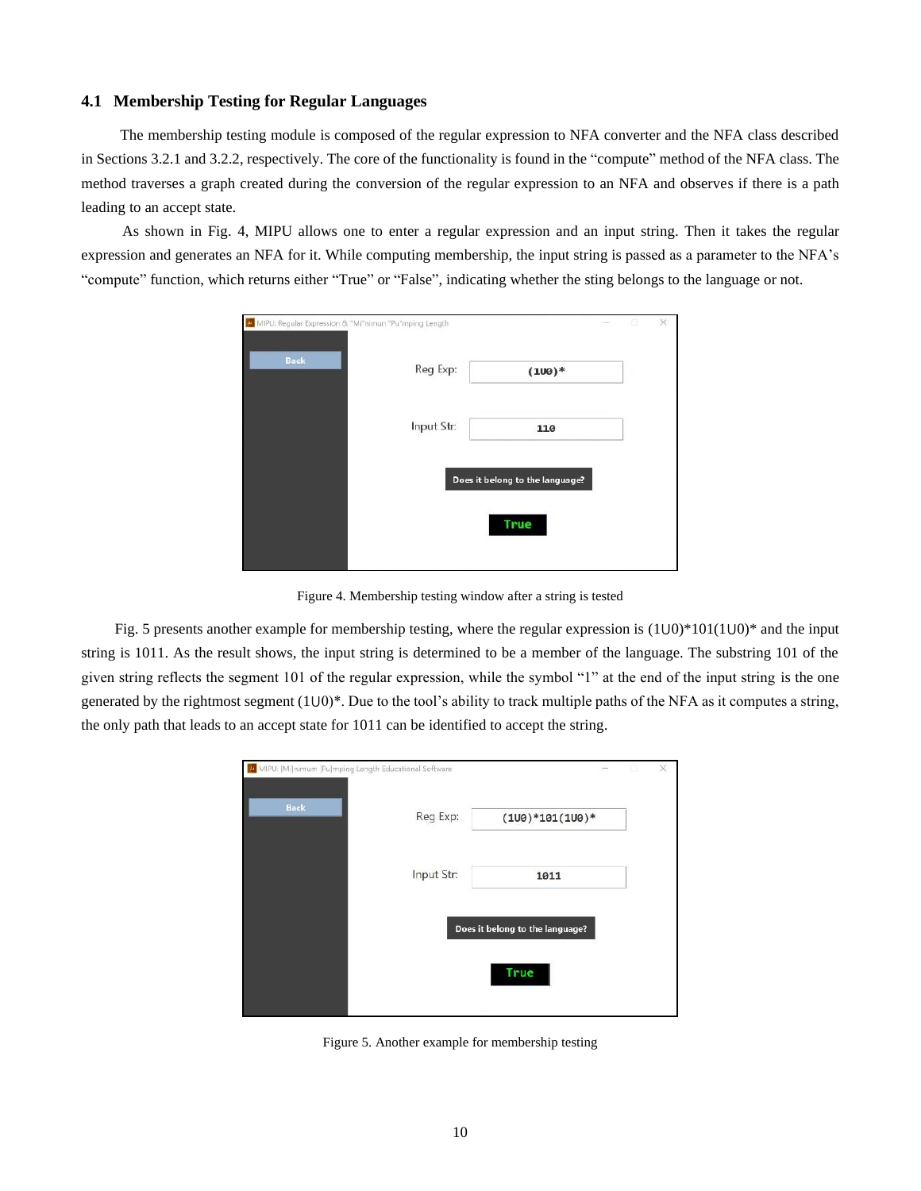### 4.1 Membership Testing for Regular Languages

The membership testing module is composed of the regular expression to NFA converter and the NFA class described in Sections 3.2.1 and 3.2.2, respectively. The core of the functionality is found in the "compute" method of the NFA class. The method traverses a graph created during the conversion of the regular expression to an NFA and observes if there is a path leading to an accept state.

As shown in Fig. 4, MIPU allows one to enter a regular expression and an input string. Then it takes the regular expression and generates an NFA for it. While computing membership, the input string is passed as a parameter to the NFA's "compute" function, which returns either "True" or "False", indicating whether the sting belongs to the language or not.

Figure 4. Membership testing window after a string is tested

Fig. 5 presents another example for membership testing, where the regular expression is (1∪0)*101(1∪0)* and the input string is 1011. As the result shows, the input string is determined to be a member of the language. The substring 101 of the given string reflects the segment 101 of the regular expression, while the symbol "1" at the end of the input string is the one generated by the rightmost segment (1∪0)*. Due to the tool's ability to track multiple paths of the NFA as it computes a string, the only path that leads to an accept state for 1011 can be identified to accept the string.

Figure 5. Another example for membership testing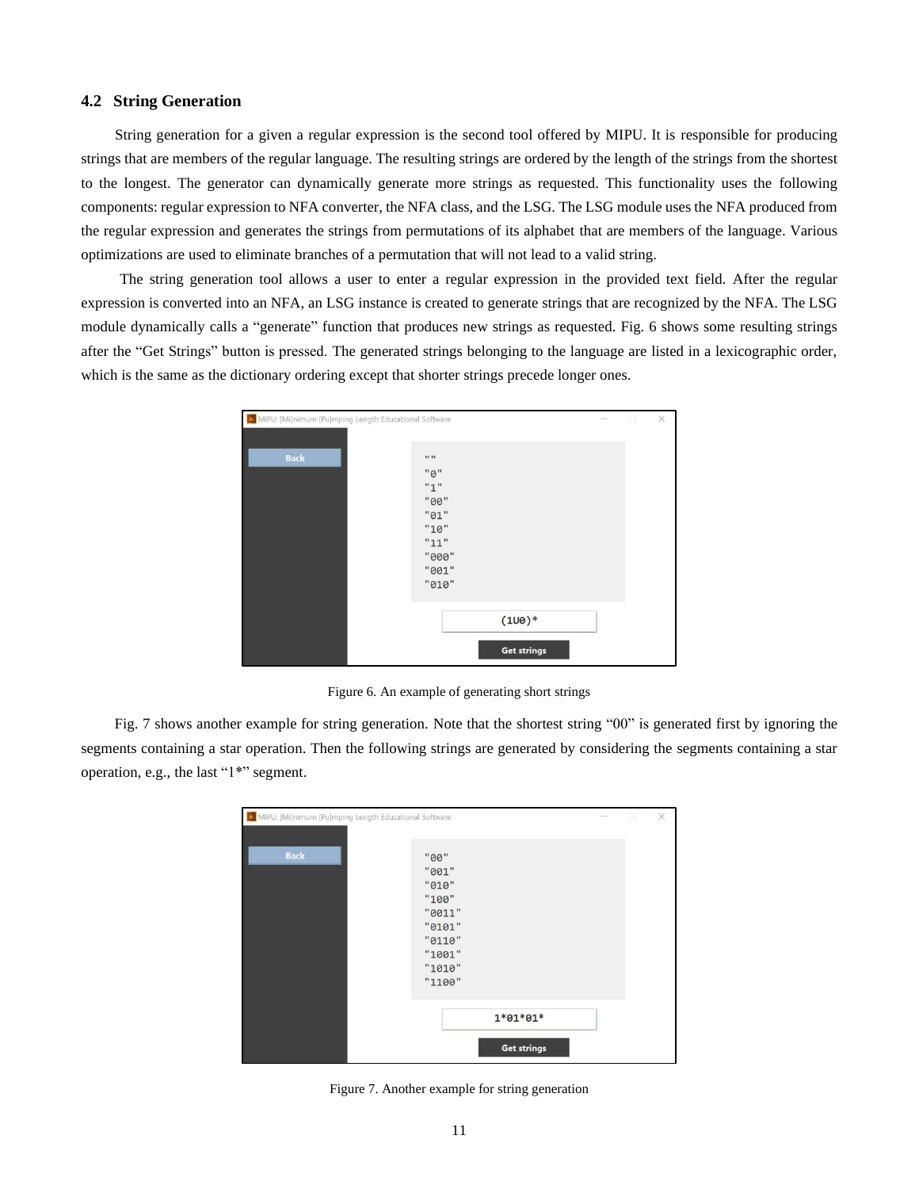### 4.2 String Generation

String generation for a given a regular expression is the second tool offered by MIPU. It is responsible for producing strings that are members of the regular language. The resulting strings are ordered by the length of the strings from the shortest to the longest. The generator can dynamically generate more strings as requested. This functionality uses the following components: regular expression to NFA converter, the NFA class, and the LSG. The LSG module uses the NFA produced from the regular expression and generates the strings from permutations of its alphabet that are members of the language. Various optimizations are used to eliminate branches of a permutation that will not lead to a valid string.

The string generation tool allows a user to enter a regular expression in the provided text field. After the regular expression is converted into an NFA, an LSG instance is created to generate strings that are recognized by the NFA. The LSG module dynamically calls a "generate" function that produces new strings as requested. Fig. 6 shows some resulting strings after the "Get Strings" button is pressed. The generated strings belonging to the language are listed in a lexicographic order, which is the same as the dictionary ordering except that shorter strings precede longer ones.

Figure 6. An example of generating short strings

Fig. 7 shows another example for string generation. Note that the shortest string "00" is generated first by ignoring the segments containing a star operation. Then the following strings are generated by considering the segments containing a star operation, e.g., the last "1*" segment.

Figure 7. Another example for string generation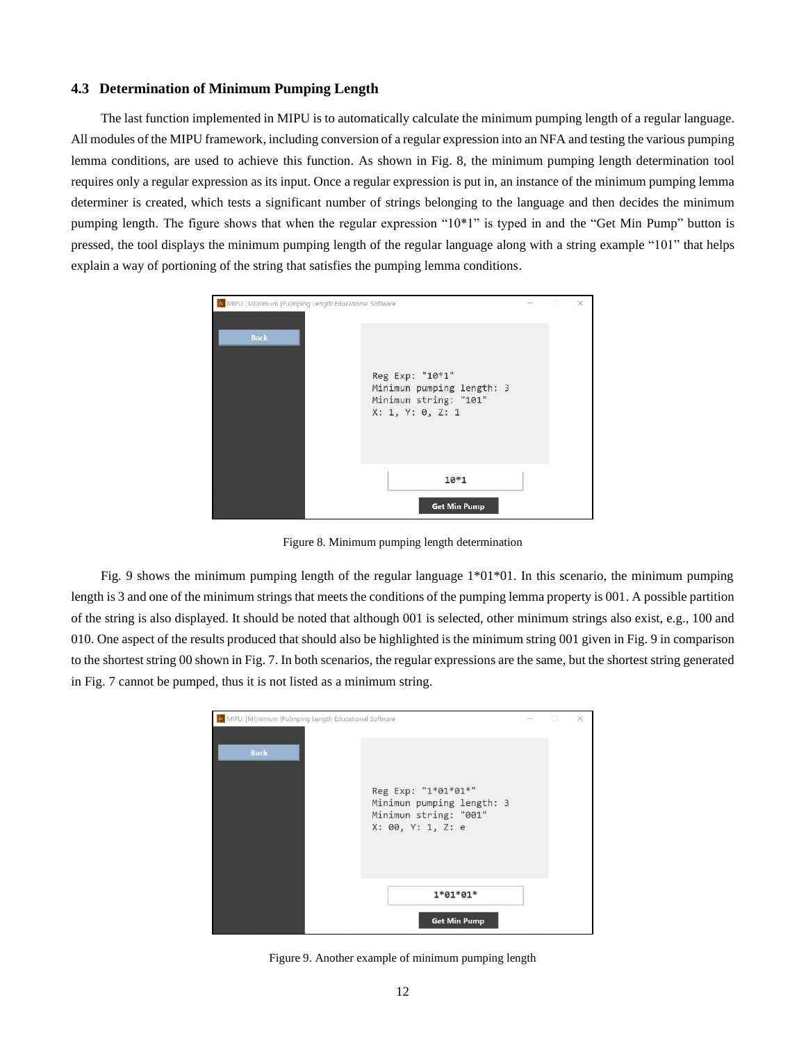### 4.3 Determination of Minimum Pumping Length

The last function implemented in MIPU is to automatically calculate the minimum pumping length of a regular language. All modules of the MIPU framework, including conversion of a regular expression into an NFA and testing the various pumping lemma conditions, are used to achieve this function. As shown in Fig. 8, the minimum pumping length determination tool requires only a regular expression as its input. Once a regular expression is put in, an instance of the minimum pumping lemma determiner is created, which tests a significant number of strings belonging to the language and then decides the minimum pumping length. The figure shows that when the regular expression "10*1" is typed in and the "Get Min Pump" button is pressed, the tool displays the minimum pumping length of the regular language along with a string example "101" that helps explain a way of portioning of the string that satisfies the pumping lemma conditions.

Figure 8. Minimum pumping length determination

Fig. 9 shows the minimum pumping length of the regular language 1*01*01. In this scenario, the minimum pumping length is 3 and one of the minimum strings that meets the conditions of the pumping lemma property is 001. A possible partition of the string is also displayed. It should be noted that although 001 is selected, other minimum strings also exist, e.g., 100 and 010. One aspect of the results produced that should also be highlighted is the minimum string 001 given in Fig. 9 in comparison to the shortest string 00 shown in Fig. 7. In both scenarios, the regular expressions are the same, but the shortest string generated in Fig. 7 cannot pumped, thus it is not listed as a minimum string.

Figure 9. Another example of minimum pumping length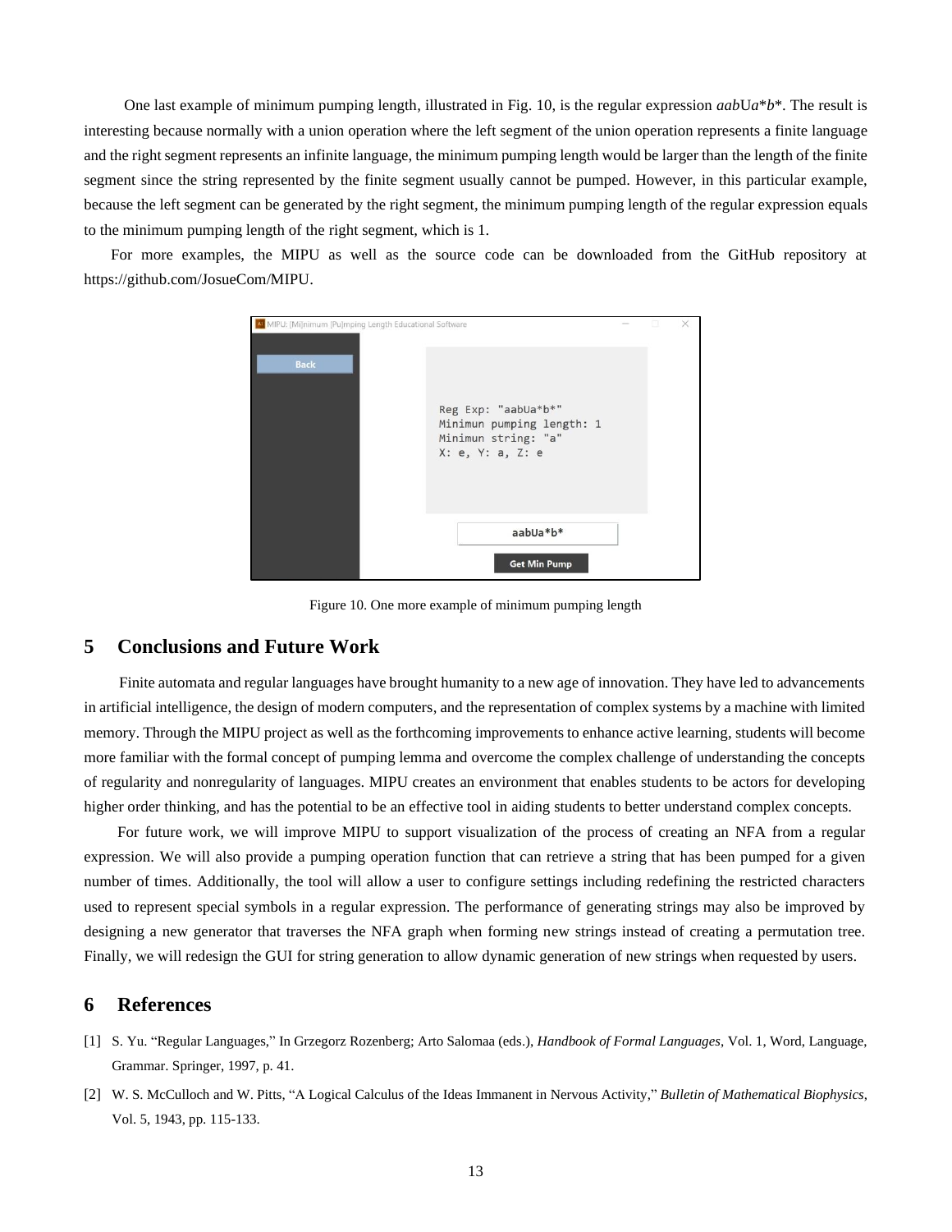One last example of minimum pumping length, illustrated in Fig. 10, is the regular expression *aab*U*a*\**b*\*. The result is interesting because normally with a union operation where the left segment of the union operation represents a finite language and the right segment represents an infinite language, the minimum pumping length would be larger than the length of the finite segment since the string represented by the finite segment usually cannot be pumped. However, in this particular example, because the left segment can be generated by the right segment, the minimum pumping length of the regular expression equals to the minimum pumping length of the right segment, which is 1.

For more examples, the MIPU as well as the source code can be downloaded from the GitHub repository at https://github.com/JosueCom/MIPU.

Figure 10. One more example of minimum pumping length

## 5 Conclusions and Future Work

Finite automata and regular languages have brought humanity to a new age of innovation. They have led to advancements in artificial intelligence, the design of modern computers, and the representation of complex systems by a machine with limited memory. Through the MIPU project as well as the forthcoming improvements to enhance active learning, students will become more familiar with the formal concept of pumping lemma and overcome the complex challenge of understanding the concepts of regularity and nonregularity of languages. MIPU creates an environment that enables students to be actors for developing higher order thinking, and has the potential to be an effective tool in aiding students to better understand complex concepts.

For future work, we will improve MIPU to support visualization of the process of creating an NFA from a regular expression. We will also provide a pumping operation function that can retrieve a string that has been pumped for a given number of times. Additionally, the tool will allow a user to configure settings including redefining the restricted characters used to represent special symbols in a regular expression. The performance of generating strings may also be improved by designing a new generator that traverses the NFA graph when forming new strings instead of creating a permutation tree. Finally, we will redesign the GUI for string generation to allow dynamic generation of new strings when requested by users.

## 6 References

[1] S. Yu. "Regular Languages," In Grzegorz Rozenberg; Arto Salomaa (eds.), *Handbook of Formal Languages*, Vol. 1, Word, Language, Grammar. Springer, 1997, p. 41.

[2] W. S. McCulloch and W. Pitts, "A Logical Calculus of the Ideas Immanent in Nervous Activity," *Bulletin of Mathematical Biophysics*, Vol. 5, 1943, pp. 115-133.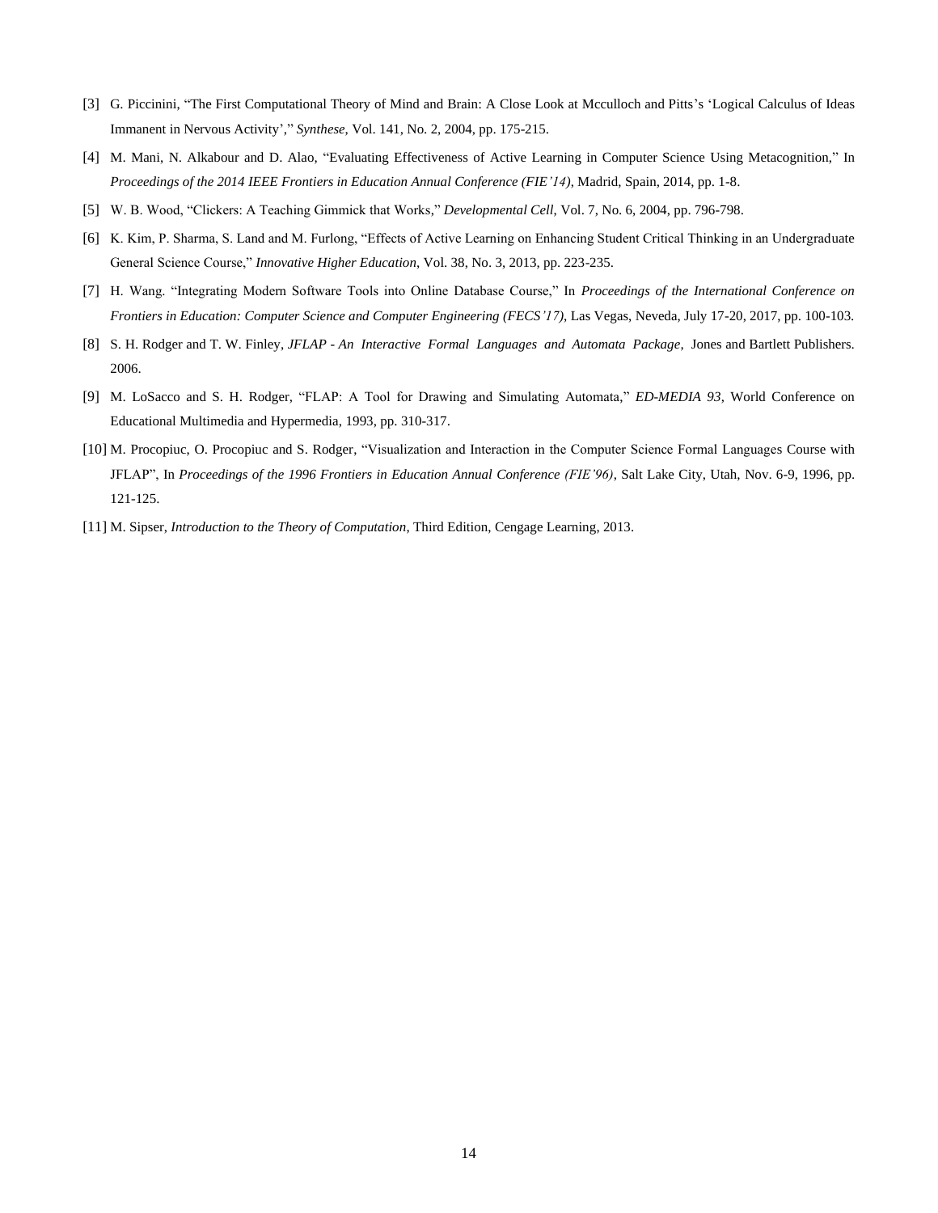[3] G. Piccinini, "The First Computational Theory of Mind and Brain: A Close Look at Mcculloch and Pitts's 'Logical Calculus of Ideas Immanent in Nervous Activity'," *Synthese*, Vol. 141, No. 2, 2004, pp. 175-215.

[4] M. Mani, N. Alkabour and D. Alao, "Evaluating Effectiveness of Active Learning in Computer Science Using Metacognition," In *Proceedings of the 2014 IEEE Frontiers in Education Annual Conference (FIE'14)*, Madrid, Spain, 2014, pp. 1-8.

[5] W. B. Wood, "Clickers: A Teaching Gimmick that Works," *Developmental Cell*, Vol. 7, No. 6, 2004, pp. 796-798.

[6] K. Kim, P. Sharma, S. Land and M. Furlong, "Effects of Active Learning on Enhancing Student Critical Thinking in an Undergraduate General Science Course," *Innovative Higher Education*, Vol. 38, No. 3, 2013, pp. 223-235.

[7] H. Wang. "Integrating Modern Software Tools into Online Database Course," In *Proceedings of the International Conference on Frontiers in Education: Computer Science and Computer Engineering (FECS'17)*, Las Vegas, Neveda, July 17-20, 2017, pp. 100-103.

[8] S. H. Rodger and T. W. Finley, *JFLAP - An Interactive Formal Languages and Automata Package*, Jones and Bartlett Publishers. 2006.

[9] M. LoSacco and S. H. Rodger, "FLAP: A Tool for Drawing and Simulating Automata," *ED-MEDIA 93*, World Conference on Educational Multimedia and Hypermedia, 1993, pp. 310-317.

[10] M. Procopiuc, O. Procopiuc and S. Rodger, "Visualization and Interaction in the Computer Science Formal Languages Course with JFLAP", In *Proceedings of the 1996 Frontiers in Education Annual Conference (FIE'96)*, Salt Lake City, Utah, Nov. 6-9, 1996, pp. 121-125.

[11] M. Sipser, *Introduction to the Theory of Computation*, Third Edition, Cengage Learning, 2013.